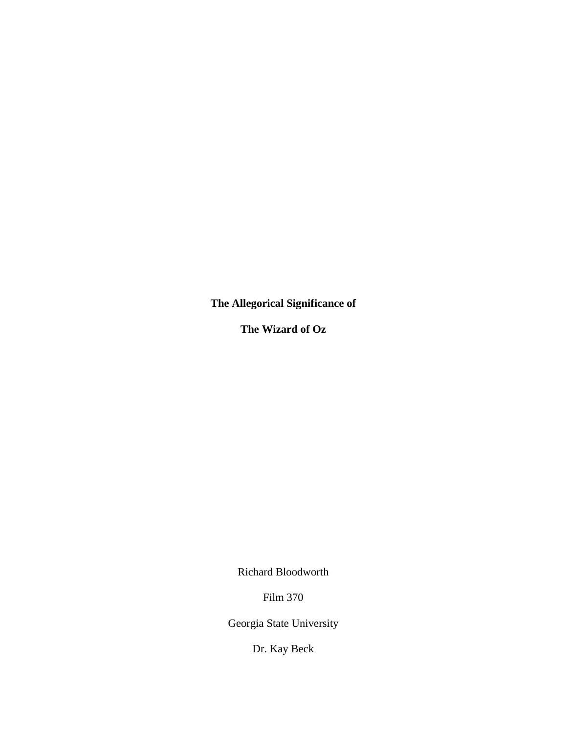# The Allegorical Significance of

# The Wizard of Oz

Richard Bloodworth

Film 370

Georgia State University

Dr. Kay Beck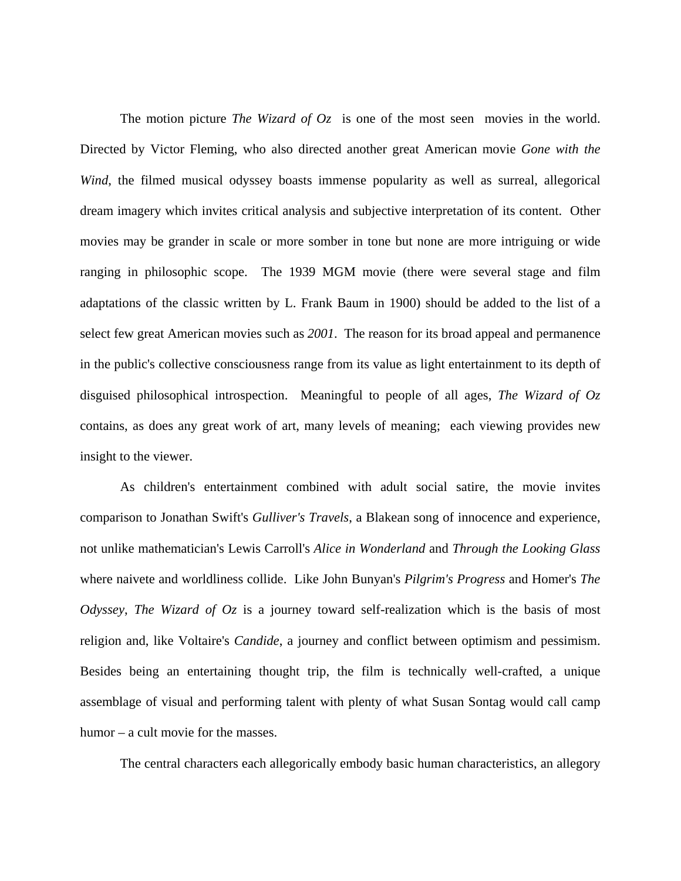The motion picture *The Wizard of Oz* is one of the most seen movies in the world. Directed by Victor Fleming, who also directed another great American movie *Gone with the Wind*, the filmed musical odyssey boasts immense popularity as well as surreal, allegorical dream imagery which invites critical analysis and subjective interpretation of its content. Other movies may be grander in scale or more somber in tone but none are more intriguing or wide ranging in philosophic scope. The 1939 MGM movie (there were several stage and film adaptations of the classic written by L. Frank Baum in 1900) should be added to the list of a select few great American movies such as *2001*. The reason for its broad appeal and permanence in the public's collective consciousness range from its value as light entertainment to its depth of disguised philosophical introspection. Meaningful to people of all ages, *The Wizard of Oz* contains, as does any great work of art, many levels of meaning; each viewing provides new insight to the viewer.

As children's entertainment combined with adult social satire, the movie invites comparison to Jonathan Swift's *Gulliver's Travels*, a Blakean song of innocence and experience, not unlike mathematician's Lewis Carroll's *Alice in Wonderland* and *Through the Looking Glass* where naivete and worldliness collide. Like John Bunyan's *Pilgrim's Progress* and Homer's *The Odyssey*, *The Wizard of Oz* is a journey toward self-realization which is the basis of most religion and, like Voltaire's *Candide*, a journey and conflict between optimism and pessimism. Besides being an entertaining thought trip, the film is technically well-crafted, a unique assemblage of visual and performing talent with plenty of what Susan Sontag would call camp humor – a cult movie for the masses.

The central characters each allegorically embody basic human characteristics, an allegory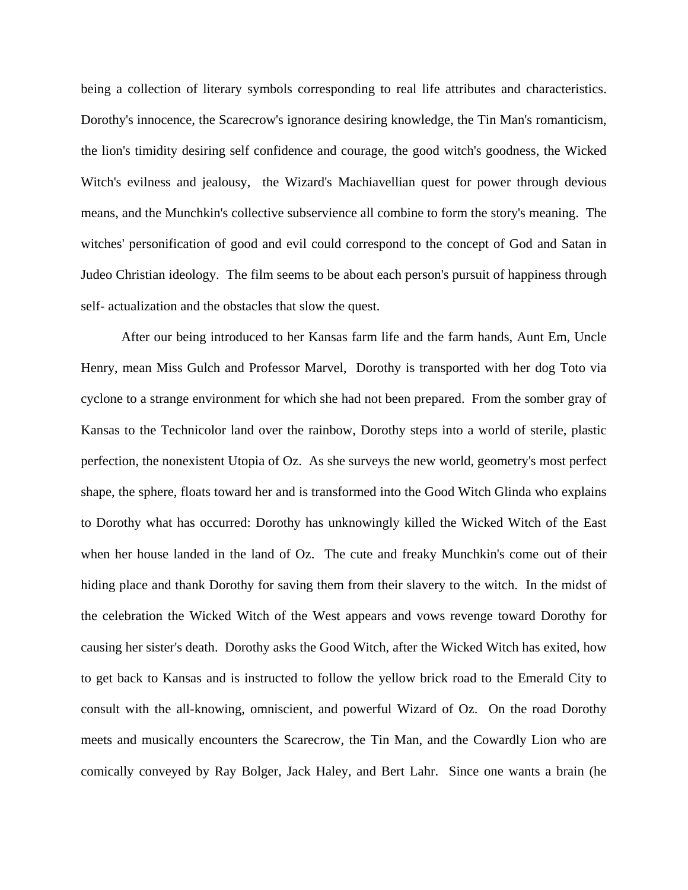being a collection of literary symbols corresponding to real life attributes and characteristics. Dorothy's innocence, the Scarecrow's ignorance desiring knowledge, the Tin Man's romanticism, the lion's timidity desiring self confidence and courage, the good witch's goodness, the Wicked Witch's evilness and jealousy, the Wizard's Machiavellian quest for power through devious means, and the Munchkin's collective subservience all combine to form the story's meaning. The witches' personification of good and evil could correspond to the concept of God and Satan in Judeo Christian ideology. The film seems to be about each person's pursuit of happiness through self- actualization and the obstacles that slow the quest.

After our being introduced to her Kansas farm life and the farm hands, Aunt Em, Uncle Henry, mean Miss Gulch and Professor Marvel, Dorothy is transported with her dog Toto via cyclone to a strange environment for which she had not been prepared. From the somber gray of Kansas to the Technicolor land over the rainbow, Dorothy steps into a world of sterile, plastic perfection, the nonexistent Utopia of Oz. As she surveys the new world, geometry's most perfect shape, the sphere, floats toward her and is transformed into the Good Witch Glinda who explains to Dorothy what has occurred: Dorothy has unknowingly killed the Wicked Witch of the East when her house landed in the land of Oz. The cute and freaky Munchkin's come out of their hiding place and thank Dorothy for saving them from their slavery to the witch. In the midst of the celebration the Wicked Witch of the West appears and vows revenge toward Dorothy for causing her sister's death. Dorothy asks the Good Witch, after the Wicked Witch has exited, how to get back to Kansas and is instructed to follow the yellow brick road to the Emerald City to consult with the all-knowing, omniscient, and powerful Wizard of Oz. On the road Dorothy meets and musically encounters the Scarecrow, the Tin Man, and the Cowardly Lion who are comically conveyed by Ray Bolger, Jack Haley, and Bert Lahr. Since one wants a brain (he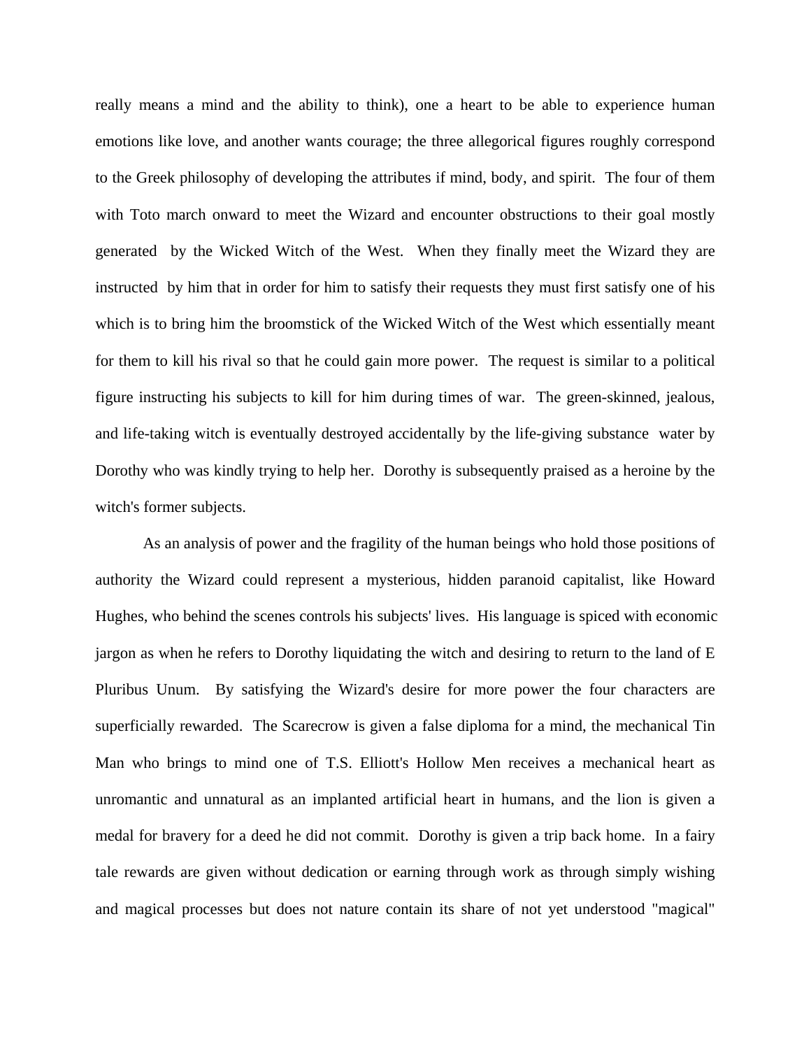really means a mind and the ability to think), one a heart to be able to experience human emotions like love, and another wants courage; the three allegorical figures roughly correspond to the Greek philosophy of developing the attributes if mind, body, and spirit. The four of them with Toto march onward to meet the Wizard and encounter obstructions to their goal mostly generated by the Wicked Witch of the West. When they finally meet the Wizard they are instructed by him that in order for him to satisfy their requests they must first satisfy one of his which is to bring him the broomstick of the Wicked Witch of the West which essentially meant for them to kill his rival so that he could gain more power. The request is similar to a political figure instructing his subjects to kill for him during times of war. The green-skinned, jealous, and life-taking witch is eventually destroyed accidentally by the life-giving substance water by Dorothy who was kindly trying to help her. Dorothy is subsequently praised as a heroine by the witch's former subjects.

As an analysis of power and the fragility of the human beings who hold those positions of authority the Wizard could represent a mysterious, hidden paranoid capitalist, like Howard Hughes, who behind the scenes controls his subjects' lives. His language is spiced with economic jargon as when he refers to Dorothy liquidating the witch and desiring to return to the land of E Pluribus Unum. By satisfying the Wizard's desire for more power the four characters are superficially rewarded. The Scarecrow is given a false diploma for a mind, the mechanical Tin Man who brings to mind one of T.S. Elliott's Hollow Men receives a mechanical heart as unromantic and unnatural as an implanted artificial heart in humans, and the lion is given a medal for bravery for a deed he did not commit. Dorothy is given a trip back home. In a fairy tale rewards are given without dedication or earning through work as through simply wishing and magical processes but does not nature contain its share of not yet understood "magical"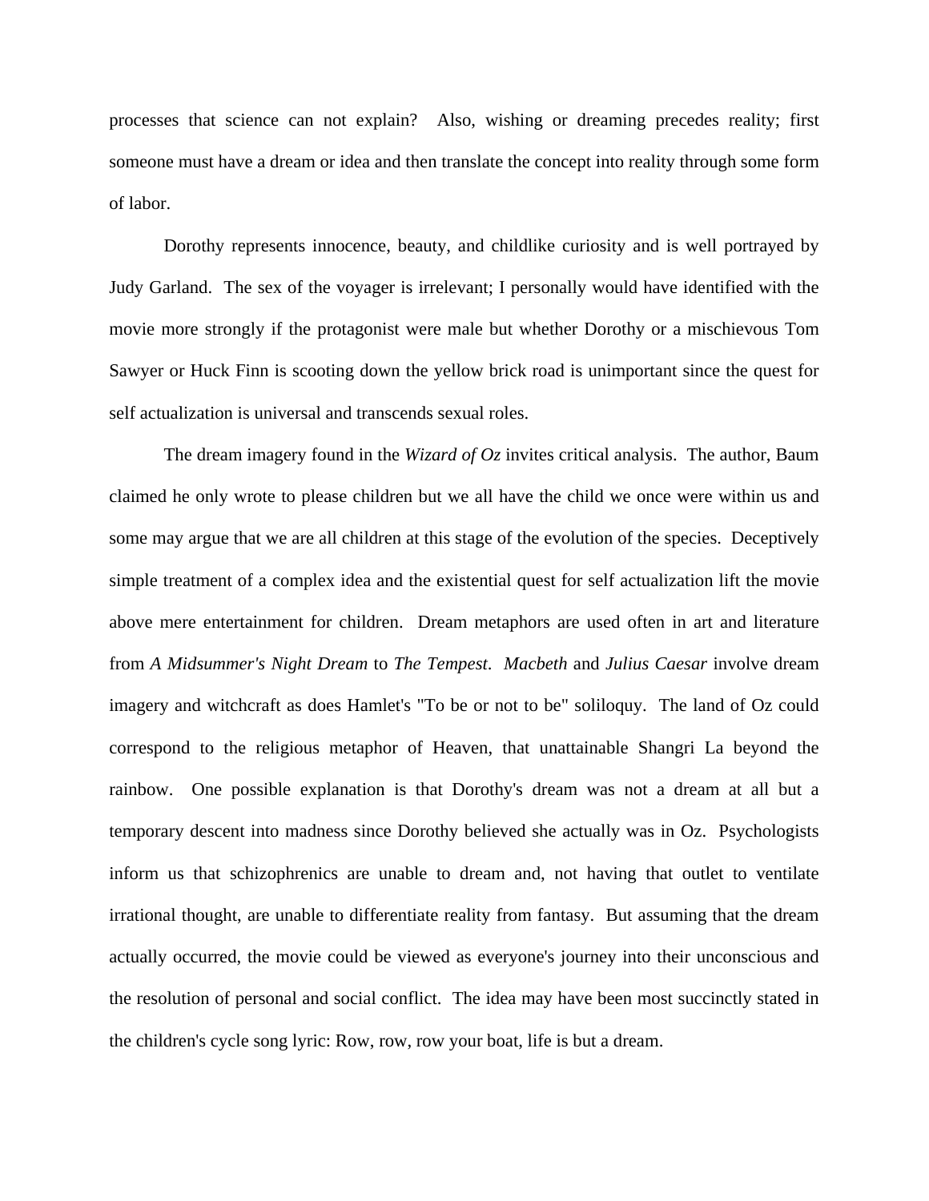processes that science can not explain? Also, wishing or dreaming precedes reality; first someone must have a dream or idea and then translate the concept into reality through some form of labor.

Dorothy represents innocence, beauty, and childlike curiosity and is well portrayed by Judy Garland. The sex of the voyager is irrelevant; I personally would have identified with the movie more strongly if the protagonist were male but whether Dorothy or a mischievous Tom Sawyer or Huck Finn is scooting down the yellow brick road is unimportant since the quest for self actualization is universal and transcends sexual roles.

The dream imagery found in the *Wizard of Oz* invites critical analysis. The author, Baum claimed he only wrote to please children but we all have the child we once were within us and some may argue that we are all children at this stage of the evolution of the species. Deceptively simple treatment of a complex idea and the existential quest for self actualization lift the movie above mere entertainment for children. Dream metaphors are used often in art and literature from *A Midsummer's Night Dream* to *The Tempest*. *Macbeth* and *Julius Caesar* involve dream imagery and witchcraft as does Hamlet's "To be or not to be" soliloquy. The land of Oz could correspond to the religious metaphor of Heaven, that unattainable Shangri La beyond the rainbow. One possible explanation is that Dorothy's dream was not a dream at all but a temporary descent into madness since Dorothy believed she actually was in Oz. Psychologists inform us that schizophrenics are unable to dream and, not having that outlet to ventilate irrational thought, are unable to differentiate reality from fantasy. But assuming that the dream actually occurred, the movie could be viewed as everyone's journey into their unconscious and the resolution of personal and social conflict. The idea may have been most succinctly stated in the children's cycle song lyric: Row, row, row your boat, life is but a dream.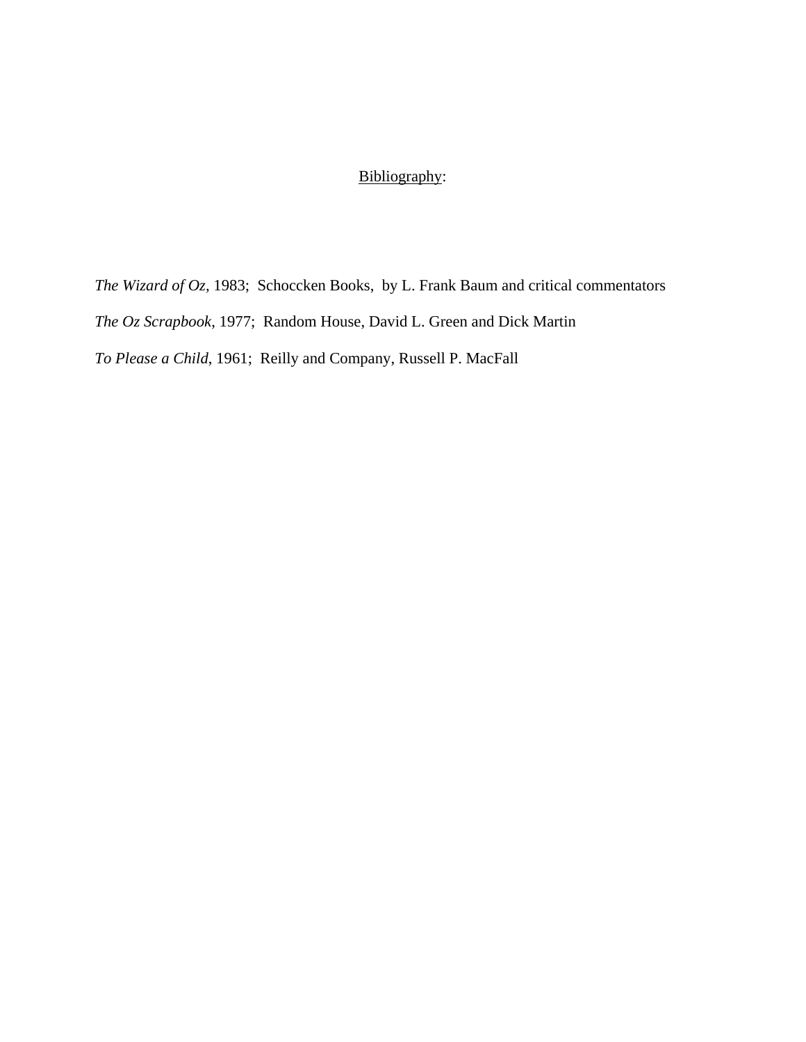Bibliography:

*The Wizard of Oz*, 1983;  Schoccken Books,  by L. Frank Baum and critical commentators

*The Oz Scrapbook*, 1977;  Random House, David L. Green and Dick Martin

*To Please a Child*, 1961;  Reilly and Company, Russell P. MacFall